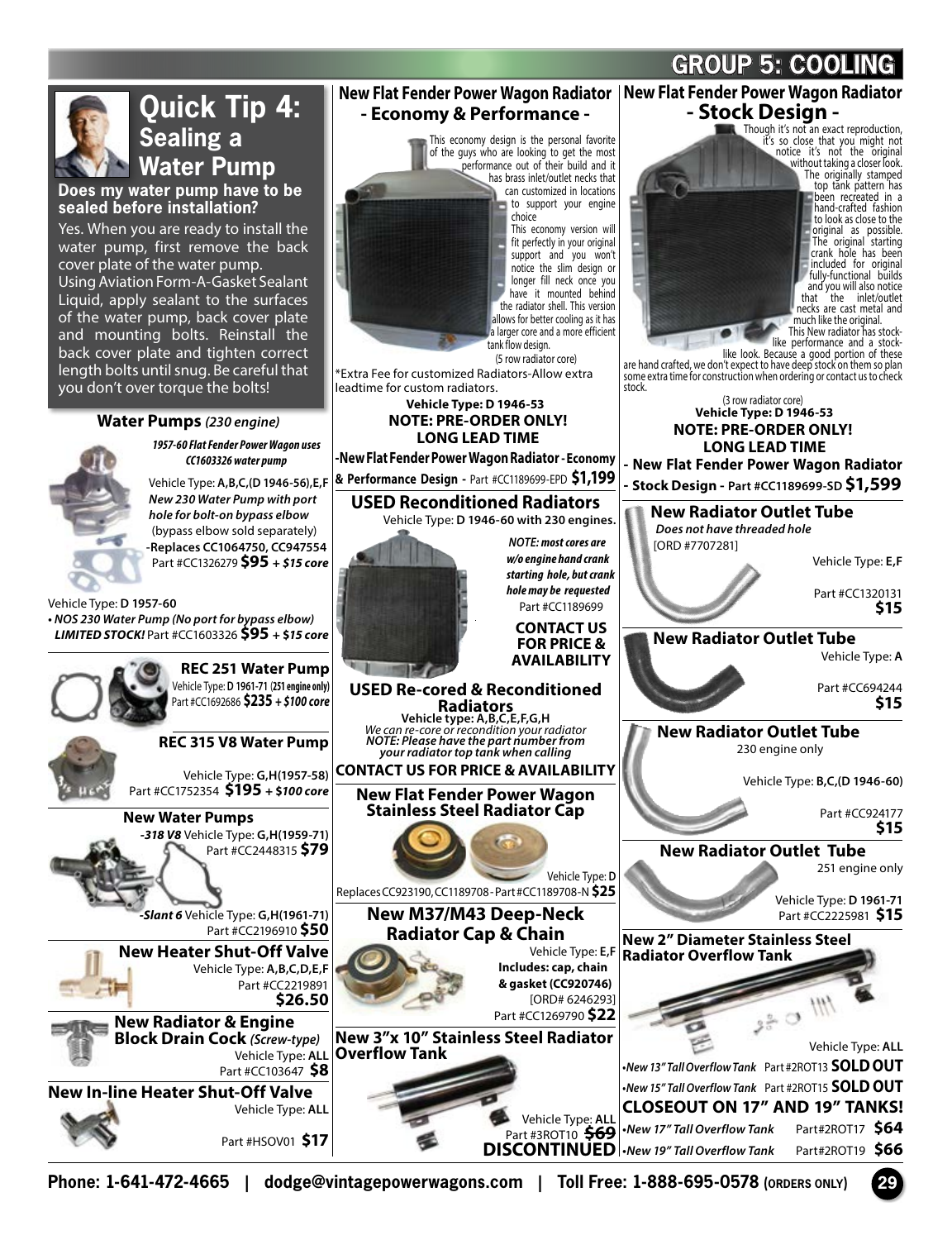# GROUP 5: COOLING

## Quick Tip 4: Sealing a Water Pump

**Does my water pump have to be sealed before installation?**

Yes. When you are ready to install the water pump, first remove the back cover plate of the water pump. Using Aviation Form-A-Gasket Sealant Liquid, apply sealant to the surfaces of the water pump, back cover plate and mounting bolts. Reinstall the back cover plate and tighten correct length bolts until snug. Be careful that you don't over torque the bolts!

### Water Pumps *(230 engine)*

***1957-60 Flat Fender Power Wagon uses CC1603326 water pump***

Vehicle Type: **A,B,C,(D 1946-56),E,F**
***New 230 Water Pump with port hole for bolt-on bypass elbow***
(bypass elbow sold separately)
**-Replaces CC1064750, CC947554**
Part #CC1326279 **$95** ***+ $15 core***

Vehicle Type: **D 1957-60**
***• NOS 230 Water Pump (No port for bypass elbow) LIMITED STOCK!*** Part #CC1603326 **$95** ***+ $15 core***

### REC 251 Water Pump

Vehicle Type: **D 1961-71** (**251 engine only**)
Part #CC1692686 **$235** ***+ $100 core***

### REC 315 V8 Water Pump

Vehicle Type: **G,H(1957-58)**
Part #CC1752354 **$195** ***+ $100 core***

### New Water Pumps

***-318 V8*** Vehicle Type: **G,H(1959-71)**
Part #CC2448315 **$79**

***-Slant 6*** Vehicle Type: **G,H(1961-71)**
Part #CC2196910 **$50**

### New Heater Shut-Off Valve

Vehicle Type: **A,B,C,D,E,F**
Part #CC2219891
**$26.50**

### New Radiator & Engine Block Drain Cock *(Screw-type)*

Vehicle Type: **ALL**
Part #CC103647 **$8**

### New In-line Heater Shut-Off Valve

Vehicle Type: **ALL**

Part #HSOV01 **$17**

### New Flat Fender Power Wagon Radiator - Economy & Performance -

This economy design is the personal favorite of the guys who are looking to get the most performance out of their build and it has brass inlet/outlet necks that can customized in locations to support your engine choice
This economy version will fit perfectly in your original support and you won't notice the slim design or longer fill neck once you have it mounted behind the radiator shell. This version allows for better cooling as it has a larger core and a more efficient tank flow design.
(5 row radiator core)

*Extra Fee for customized Radiators-Allow extra leadtime for custom radiators.

**Vehicle Type: D 1946-53**
**NOTE: PRE-ORDER ONLY!**
**LONG LEAD TIME**

**-New Flat Fender Power Wagon Radiator - Economy & Performance Design -** Part #CC1189699-EPD **$1,199**

### USED Reconditioned Radiators

Vehicle Type: **D 1946-60 with 230 engines.**

***NOTE: most cores are w/o engine hand crank starting hole, but crank hole may be requested***
Part #CC1189699

**CONTACT US FOR PRICE & AVAILABILITY**

### USED Re-cored & Reconditioned Radiators

**Vehicle type: A,B,C,E,F,G,H**
*We can re-core or recondition your radiator*
***NOTE: Please have the part number from your radiator top tank when calling***

**CONTACT US FOR PRICE & AVAILABILITY**

### New Flat Fender Power Wagon Stainless Steel Radiator Cap

Vehicle Type: **D**
Replaces CC923190, CC1189708 - Part #CC1189708-N **$25**

### New M37/M43 Deep-Neck Radiator Cap & Chain

Vehicle Type: **E,F**
**Includes: cap, chain & gasket (CC920746)**
[ORD# 6246293]
Part #CC1269790 **$22**

### New 3"x 10" Stainless Steel Radiator Overflow Tank

Vehicle Type: **ALL**
Part #3ROT10 ~~**$69**~~
**DISCONTINUED**

### New Flat Fender Power Wagon Radiator - Stock Design -

Though it's not an exact reproduction, it's so close that you might not notice it's not the original without taking a closer look. The originally stamped top tank pattern has been recreated in a hand-crafted fashion to look as close to the original as possible. The original starting crank hole has been included for original fully-functional builds and you will also notice that the inlet/outlet necks are cast metal and much like the original.
This New radiator has stock-like performance and a stock-like look. Because a good portion of these are hand crafted, we don't expect to have deep stock on them so plan some extra time for construction when ordering or contact us to check stock.

(3 row radiator core)
**Vehicle Type: D 1946-53**
**NOTE: PRE-ORDER ONLY!**
**LONG LEAD TIME**

**- New Flat Fender Power Wagon Radiator - Stock Design -** Part #CC1189699-SD **$1,599**

### New Radiator Outlet Tube

***Does not have threaded hole***
[ORD #7707281]
Vehicle Type: **E,F**
Part #CC1320131
**$15**

### New Radiator Outlet Tube

Vehicle Type: **A**
Part #CC694244
**$15**

### New Radiator Outlet Tube

230 engine only
Vehicle Type: **B,C,(D 1946-60)**
Part #CC924177
**$15**

### New Radiator Outlet Tube

251 engine only
Vehicle Type: **D 1961-71**
Part #CC2225981 **$15**

### New 2" Diameter Stainless Steel Radiator Overflow Tank

Vehicle Type: **ALL**

- ***New 13" Tall Overflow Tank*** Part #2ROT13 **SOLD OUT**
- ***New 15" Tall Overflow Tank*** Part #2ROT15 **SOLD OUT**

**CLOSEOUT ON 17" AND 19" TANKS!**

- ***New 17" Tall Overflow Tank*** Part#2ROT17 **$64**
- ***New 19" Tall Overflow Tank*** Part#2ROT19 **$66**

**Phone: 1-641-472-4665 | dodge@vintagepowerwagons.com | Toll Free: 1-888-695-0578 (ORDERS ONLY)**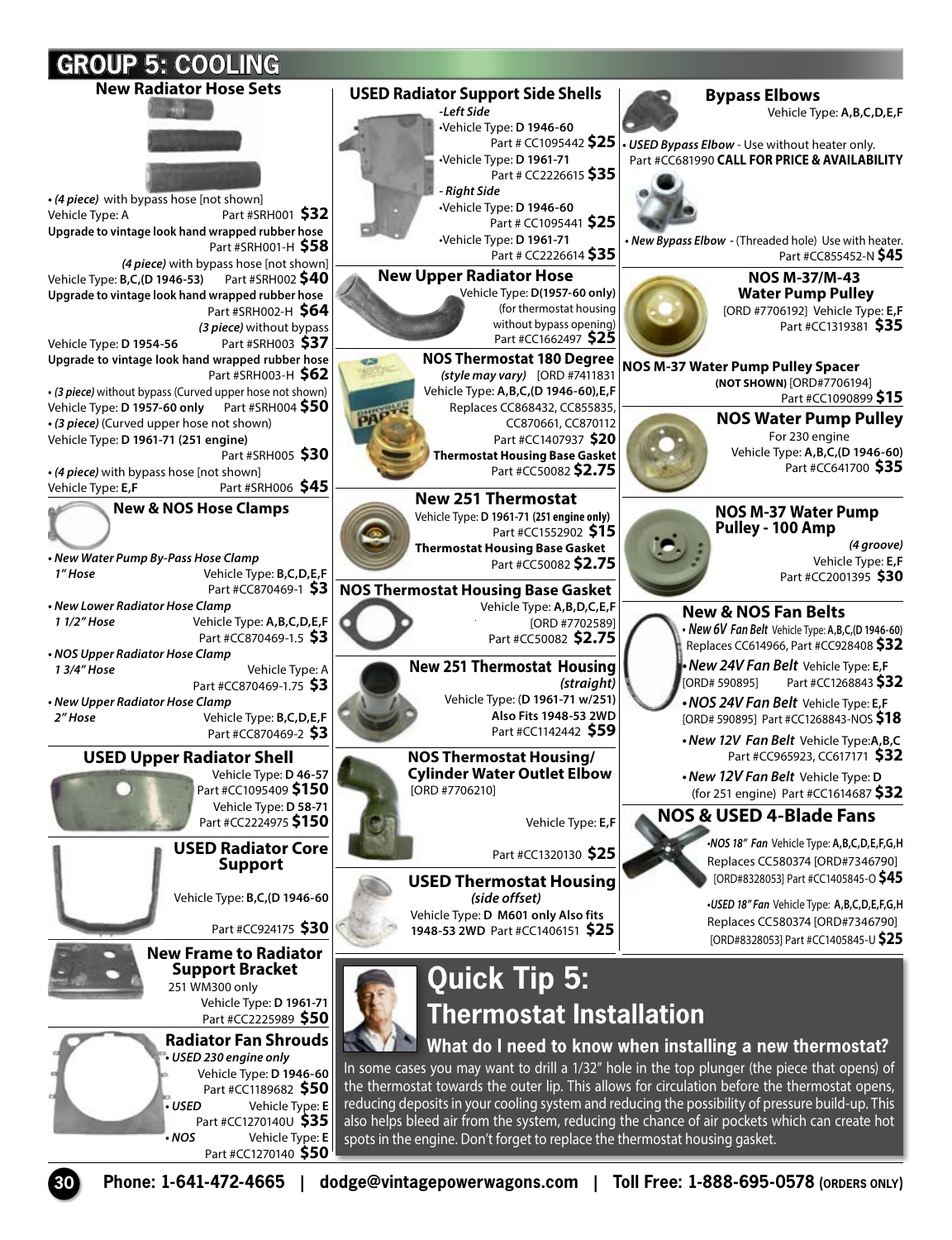# GROUP 5: COOLING

## New Radiator Hose Sets

• *(4 piece)* with bypass hose [not shown]
Vehicle Type: A Part #SRH001 **$32**
**Upgrade to vintage look hand wrapped rubber hose** Part #SRH001-H **$58**

*(4 piece)* with bypass hose [not shown]
Vehicle Type: **B,C,(D 1946-53)** Part #SRH002 **$40**
**Upgrade to vintage look hand wrapped rubber hose** Part #SRH002-H **$64**

*(3 piece)* without bypass
Vehicle Type: **D 1954-56** Part #SRH003 **$37**
**Upgrade to vintage look hand wrapped rubber hose** Part #SRH003-H **$62**

• *(3 piece)* without bypass (Curved upper hose not shown)
Vehicle Type: **D 1957-60 only** Part #SRH004 **$50**

• *(3 piece)* (Curved upper hose not shown)
Vehicle Type: **D 1961-71 (251 engine)** Part #SRH005 **$30**

• *(4 piece)* with bypass hose [not shown]
Vehicle Type: **E,F** Part #SRH006 **$45**

## New & NOS Hose Clamps

• *New Water Pump By-Pass Hose Clamp*
*1" Hose* Vehicle Type: **B,C,D,E,F** Part #CC870469-1 **$3**

• *New Lower Radiator Hose Clamp*
*1 1/2" Hose* Vehicle Type: **A,B,C,D,E,F** Part #CC870469-1.5 **$3**

• *NOS Upper Radiator Hose Clamp*
*1 3/4" Hose* Vehicle Type: A Part #CC870469-1.75 **$3**

• *New Upper Radiator Hose Clamp*
*2" Hose* Vehicle Type: **B,C,D,E,F** Part #CC870469-2 **$3**

## USED Upper Radiator Shell

Vehicle Type: **D 46-57** Part #CC1095409 **$150**
Vehicle Type: **D 58-71** Part #CC2224975 **$150**

## USED Radiator Core Support

Vehicle Type: **B,C,(D 1946-60** Part #CC924175 **$30**

## New Frame to Radiator Support Bracket

251 WM300 only
Vehicle Type: **D 1961-71** Part #CC2225989 **$50**

## Radiator Fan Shrouds

• *USED 230 engine only*
Vehicle Type: **D 1946-60** Part #CC1189682 **$50**

• *USED* Vehicle Type: **E** Part #CC1270140U **$35**

• *NOS* Vehicle Type: **E** Part #CC1270140 **$50**

## USED Radiator Support Side Shells

*-Left Side*
•Vehicle Type: **D 1946-60** Part # CC1095442 **$25**
•Vehicle Type: **D 1961-71** Part # CC2226615 **$35**

*- Right Side*
•Vehicle Type: **D 1946-60** Part # CC1095441 **$25**
•Vehicle Type: **D 1961-71** Part # CC2226614 **$35**

## New Upper Radiator Hose

Vehicle Type: **D(1957-60 only)** (for thermostat housing without bypass opening) Part #CC1662497 **$25**

## NOS Thermostat 180 Degree

*(style may vary)* [ORD #7411831
Vehicle Type: **A,B,C,(D 1946-60),E,F**
Replaces CC868432, CC855835, CC870661, CC870112
Part #CC1407937 **$20**
**Thermostat Housing Base Gasket** Part #CC50082 **$2.75**

## New 251 Thermostat

Vehicle Type: **D 1961-71 (251 engine only)** Part #CC1552902 **$15**
**Thermostat Housing Base Gasket** Part #CC50082 **$2.75**

## NOS Thermostat Housing Base Gasket

Vehicle Type: **A,B,D,C,E,F** [ORD #7702589] Part #CC50082 **$2.75**

## New 251 Thermostat Housing

*(straight)*
Vehicle Type: (**D 1961-71 w/251)**
**Also Fits 1948-53 2WD**
Part #CC1142442 **$59**

## NOS Thermostat Housing/ Cylinder Water Outlet Elbow

[ORD #7706210]
Vehicle Type: **E,F**
Part #CC1320130 **$25**

## USED Thermostat Housing

*(side offset)*
Vehicle Type: **D M601 only Also fits 1948-53 2WD** Part #CC1406151 **$25**

## Bypass Elbows

Vehicle Type: **A,B,C,D,E,F**

• *USED Bypass Elbow* - Use without heater only.
Part #CC681990 **CALL FOR PRICE & AVAILABILITY**

• *New Bypass Elbow* - (Threaded hole) Use with heater.
Part #CC855452-N **$45**

## NOS M-37/M-43 Water Pump Pulley

[ORD #7706192] Vehicle Type: **E,F** Part #CC1319381 **$35**

## NOS M-37 Water Pump Pulley Spacer

**(NOT SHOWN)** [ORD#7706194] Part #CC1090899 **$15**

## NOS Water Pump Pulley

For 230 engine
Vehicle Type: **A,B,C,(D 1946-60)** Part #CC641700 **$35**

## NOS M-37 Water Pump Pulley - 100 Amp

*(4 groove)*
Vehicle Type: **E,F** Part #CC2001395 **$30**

## New & NOS Fan Belts

• *New 6V Fan Belt* Vehicle Type: **A,B,C,(D 1946-60)** Replaces CC614966, Part #CC928408 **$32**

• *New 24V Fan Belt* Vehicle Type: **E,F** [ORD# 590895] Part #CC1268843 **$32**

• *NOS 24V Fan Belt* Vehicle Type: **E,F** [ORD# 590895] Part #CC1268843-NOS **$18**

• *New 12V Fan Belt* Vehicle Type:**A,B,C** Part #CC965923, CC617171 **$32**

• *New 12V Fan Belt* Vehicle Type: **D** (for 251 engine) Part #CC1614687 **$32**

## NOS & USED 4-Blade Fans

•*NOS 18" Fan* Vehicle Type: **A,B,C,D,E,F,G,H** Replaces CC580374 [ORD#7346790] [ORD#8328053] Part #CC1405845-O **$45**

•*USED 18" Fan* Vehicle Type: **A,B,C,D,E,F,G,H** Replaces CC580374 [ORD#7346790] [ORD#8328053] Part #CC1405845-U **$25**

## Quick Tip 5: Thermostat Installation

### What do I need to know when installing a new thermostat?

In some cases you may want to drill a 1/32" hole in the top plunger (the piece that opens) of the thermostat towards the outer lip. This allows for circulation before the thermostat opens, reducing deposits in your cooling system and reducing the possibility of pressure build-up. This also helps bleed air from the system, reducing the chance of air pockets which can create hot spots in the engine. Don't forget to replace the thermostat housing gasket.

**Phone: 1-641-472-4665 | dodge@vintagepowerwagons.com | Toll Free: 1-888-695-0578 (ORDERS ONLY)**